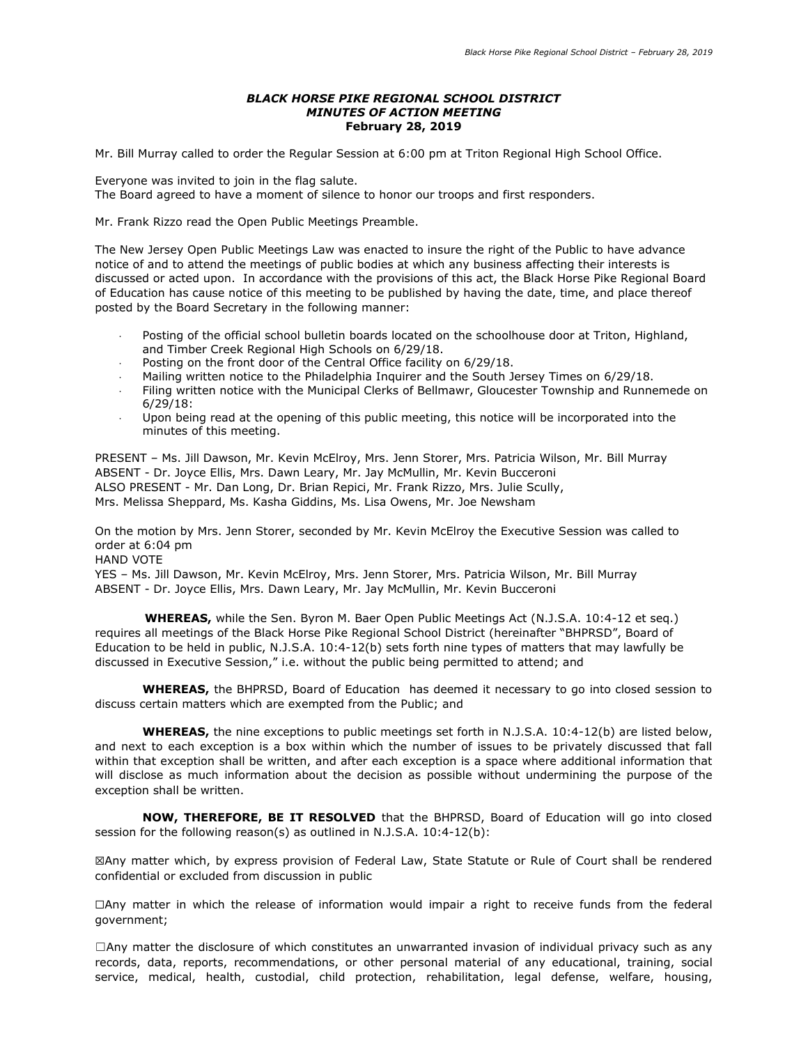***BLACK HORSE PIKE REGIONAL SCHOOL DISTRICT***
***MINUTES OF ACTION MEETING***
**February 28, 2019**

Mr. Bill Murray called to order the Regular Session at 6:00 pm at Triton Regional High School Office.

Everyone was invited to join in the flag salute.
The Board agreed to have a moment of silence to honor our troops and first responders.

Mr. Frank Rizzo read the Open Public Meetings Preamble.

The New Jersey Open Public Meetings Law was enacted to insure the right of the Public to have advance notice of and to attend the meetings of public bodies at which any business affecting their interests is discussed or acted upon. In accordance with the provisions of this act, the Black Horse Pike Regional Board of Education has cause notice of this meeting to be published by having the date, time, and place thereof posted by the Board Secretary in the following manner:

- Posting of the official school bulletin boards located on the schoolhouse door at Triton, Highland, and Timber Creek Regional High Schools on 6/29/18.
- Posting on the front door of the Central Office facility on 6/29/18.
- Mailing written notice to the Philadelphia Inquirer and the South Jersey Times on 6/29/18.
- Filing written notice with the Municipal Clerks of Bellmawr, Gloucester Township and Runnemede on 6/29/18:
- Upon being read at the opening of this public meeting, this notice will be incorporated into the minutes of this meeting.

PRESENT – Ms. Jill Dawson, Mr. Kevin McElroy, Mrs. Jenn Storer, Mrs. Patricia Wilson, Mr. Bill Murray
ABSENT - Dr. Joyce Ellis, Mrs. Dawn Leary, Mr. Jay McMullin, Mr. Kevin Bucceroni
ALSO PRESENT - Mr. Dan Long, Dr. Brian Repici, Mr. Frank Rizzo, Mrs. Julie Scully, Mrs. Melissa Sheppard, Ms. Kasha Giddins, Ms. Lisa Owens, Mr. Joe Newsham

On the motion by Mrs. Jenn Storer, seconded by Mr. Kevin McElroy the Executive Session was called to order at 6:04 pm
HAND VOTE
YES – Ms. Jill Dawson, Mr. Kevin McElroy, Mrs. Jenn Storer, Mrs. Patricia Wilson, Mr. Bill Murray
ABSENT - Dr. Joyce Ellis, Mrs. Dawn Leary, Mr. Jay McMullin, Mr. Kevin Bucceroni

**WHEREAS,** while the Sen. Byron M. Baer Open Public Meetings Act (N.J.S.A. 10:4-12 et seq.) requires all meetings of the Black Horse Pike Regional School District (hereinafter "BHPRSD", Board of Education to be held in public, N.J.S.A. 10:4-12(b) sets forth nine types of matters that may lawfully be discussed in Executive Session," i.e. without the public being permitted to attend; and

**WHEREAS,** the BHPRSD, Board of Education has deemed it necessary to go into closed session to discuss certain matters which are exempted from the Public; and

**WHEREAS,** the nine exceptions to public meetings set forth in N.J.S.A. 10:4-12(b) are listed below, and next to each exception is a box within which the number of issues to be privately discussed that fall within that exception shall be written, and after each exception is a space where additional information that will disclose as much information about the decision as possible without undermining the purpose of the exception shall be written.

**NOW, THEREFORE, BE IT RESOLVED** that the BHPRSD, Board of Education will go into closed session for the following reason(s) as outlined in N.J.S.A. 10:4-12(b):

☒Any matter which, by express provision of Federal Law, State Statute or Rule of Court shall be rendered confidential or excluded from discussion in public

☐Any matter in which the release of information would impair a right to receive funds from the federal government;

☐Any matter the disclosure of which constitutes an unwarranted invasion of individual privacy such as any records, data, reports, recommendations, or other personal material of any educational, training, social service, medical, health, custodial, child protection, rehabilitation, legal defense, welfare, housing,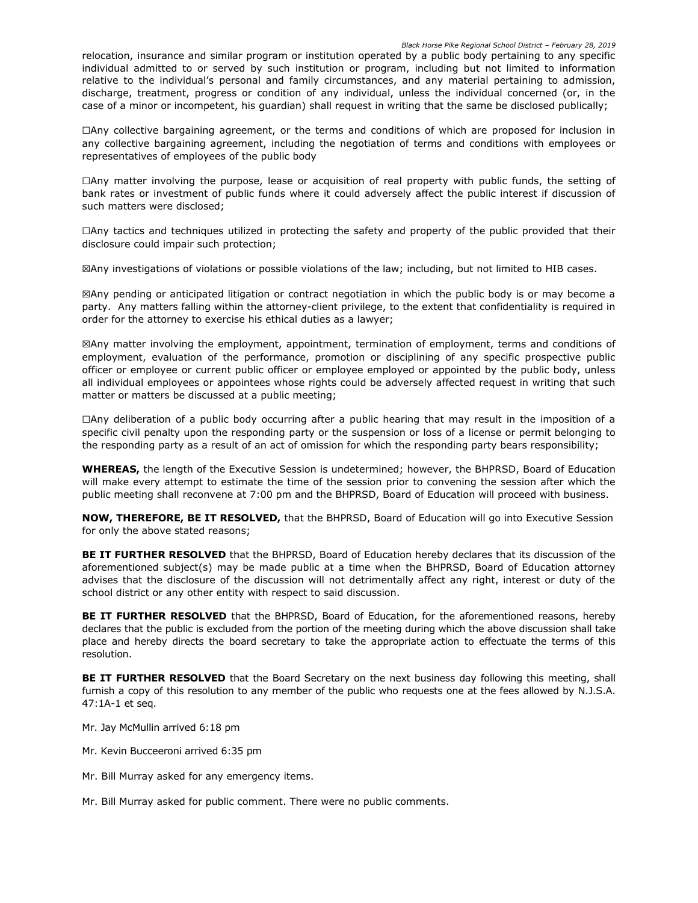relocation, insurance and similar program or institution operated by a public body pertaining to any specific individual admitted to or served by such institution or program, including but not limited to information relative to the individual's personal and family circumstances, and any material pertaining to admission, discharge, treatment, progress or condition of any individual, unless the individual concerned (or, in the case of a minor or incompetent, his guardian) shall request in writing that the same be disclosed publically;

☐Any collective bargaining agreement, or the terms and conditions of which are proposed for inclusion in any collective bargaining agreement, including the negotiation of terms and conditions with employees or representatives of employees of the public body

☐Any matter involving the purpose, lease or acquisition of real property with public funds, the setting of bank rates or investment of public funds where it could adversely affect the public interest if discussion of such matters were disclosed;

☐Any tactics and techniques utilized in protecting the safety and property of the public provided that their disclosure could impair such protection;

☒Any investigations of violations or possible violations of the law; including, but not limited to HIB cases.

☒Any pending or anticipated litigation or contract negotiation in which the public body is or may become a party. Any matters falling within the attorney-client privilege, to the extent that confidentiality is required in order for the attorney to exercise his ethical duties as a lawyer;

☒Any matter involving the employment, appointment, termination of employment, terms and conditions of employment, evaluation of the performance, promotion or disciplining of any specific prospective public officer or employee or current public officer or employee employed or appointed by the public body, unless all individual employees or appointees whose rights could be adversely affected request in writing that such matter or matters be discussed at a public meeting;

☐Any deliberation of a public body occurring after a public hearing that may result in the imposition of a specific civil penalty upon the responding party or the suspension or loss of a license or permit belonging to the responding party as a result of an act of omission for which the responding party bears responsibility;

**WHEREAS,** the length of the Executive Session is undetermined; however, the BHPRSD, Board of Education will make every attempt to estimate the time of the session prior to convening the session after which the public meeting shall reconvene at 7:00 pm and the BHPRSD, Board of Education will proceed with business.

**NOW, THEREFORE, BE IT RESOLVED,** that the BHPRSD, Board of Education will go into Executive Session for only the above stated reasons;

**BE IT FURTHER RESOLVED** that the BHPRSD, Board of Education hereby declares that its discussion of the aforementioned subject(s) may be made public at a time when the BHPRSD, Board of Education attorney advises that the disclosure of the discussion will not detrimentally affect any right, interest or duty of the school district or any other entity with respect to said discussion.

**BE IT FURTHER RESOLVED** that the BHPRSD, Board of Education, for the aforementioned reasons, hereby declares that the public is excluded from the portion of the meeting during which the above discussion shall take place and hereby directs the board secretary to take the appropriate action to effectuate the terms of this resolution.

**BE IT FURTHER RESOLVED** that the Board Secretary on the next business day following this meeting, shall furnish a copy of this resolution to any member of the public who requests one at the fees allowed by N.J.S.A. 47:1A-1 et seq.

Mr. Jay McMullin arrived 6:18 pm

Mr. Kevin Bucceeroni arrived 6:35 pm

Mr. Bill Murray asked for any emergency items.

Mr. Bill Murray asked for public comment. There were no public comments.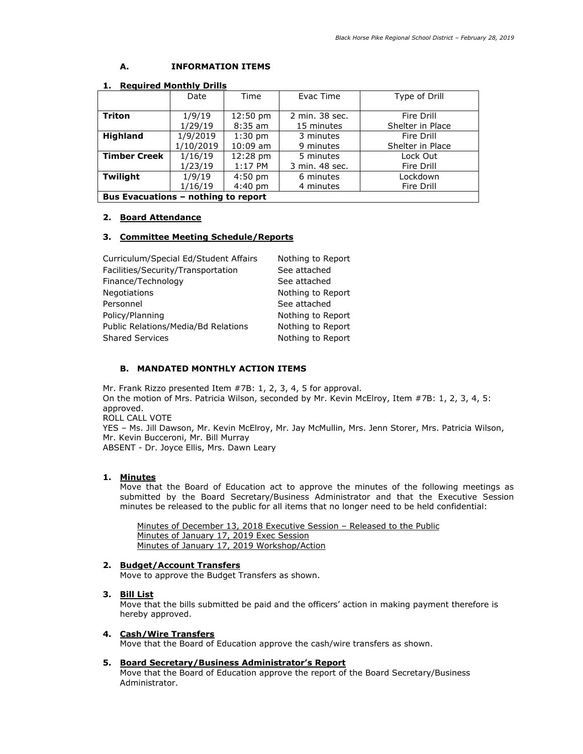## A. INFORMATION ITEMS

### 1. Required Monthly Drills

| | Date | Time | Evac Time | Type of Drill |
|---|---|---|---|---|
| **Triton** | 1/9/19<br>1/29/19 | 12:50 pm<br>8:35 am | 2 min. 38 sec.<br>15 minutes | Fire Drill<br>Shelter in Place |
| **Highland** | 1/9/2019<br>1/10/2019 | 1:30 pm<br>10:09 am | 3 minutes<br>9 minutes | Fire Drill<br>Shelter in Place |
| **Timber Creek** | 1/16/19<br>1/23/19 | 12:28 pm<br>1:17 PM | 5 minutes<br>3 min. 48 sec. | Lock Out<br>Fire Drill |
| **Twilight** | 1/9/19<br>1/16/19 | 4:50 pm<br>4:40 pm | 6 minutes<br>4 minutes | Lockdown<br>Fire Drill |
| **Bus Evacuations – nothing to report** | | | | |

### 2. Board Attendance

### 3. Committee Meeting Schedule/Reports

| | |
|---|---|
| Curriculum/Special Ed/Student Affairs | Nothing to Report |
| Facilities/Security/Transportation | See attached |
| Finance/Technology | See attached |
| Negotiations | Nothing to Report |
| Personnel | See attached |
| Policy/Planning | Nothing to Report |
| Public Relations/Media/Bd Relations | Nothing to Report |
| Shared Services | Nothing to Report |

## B. MANDATED MONTHLY ACTION ITEMS

Mr. Frank Rizzo presented Item #7B: 1, 2, 3, 4, 5 for approval.
On the motion of Mrs. Patricia Wilson, seconded by Mr. Kevin McElroy, Item #7B: 1, 2, 3, 4, 5: approved.
ROLL CALL VOTE
YES – Ms. Jill Dawson, Mr. Kevin McElroy, Mr. Jay McMullin, Mrs. Jenn Storer, Mrs. Patricia Wilson, Mr. Kevin Bucceroni, Mr. Bill Murray
ABSENT - Dr. Joyce Ellis, Mrs. Dawn Leary

### 1. Minutes

Move that the Board of Education act to approve the minutes of the following meetings as submitted by the Board Secretary/Business Administrator and that the Executive Session minutes be released to the public for all items that no longer need to be held confidential:

Minutes of December 13, 2018 Executive Session – Released to the Public
Minutes of January 17, 2019 Exec Session
Minutes of January 17, 2019 Workshop/Action

### 2. Budget/Account Transfers

Move to approve the Budget Transfers as shown.

### 3. Bill List

Move that the bills submitted be paid and the officers' action in making payment therefore is hereby approved.

### 4. Cash/Wire Transfers

Move that the Board of Education approve the cash/wire transfers as shown.

### 5. Board Secretary/Business Administrator's Report

Move that the Board of Education approve the report of the Board Secretary/Business Administrator.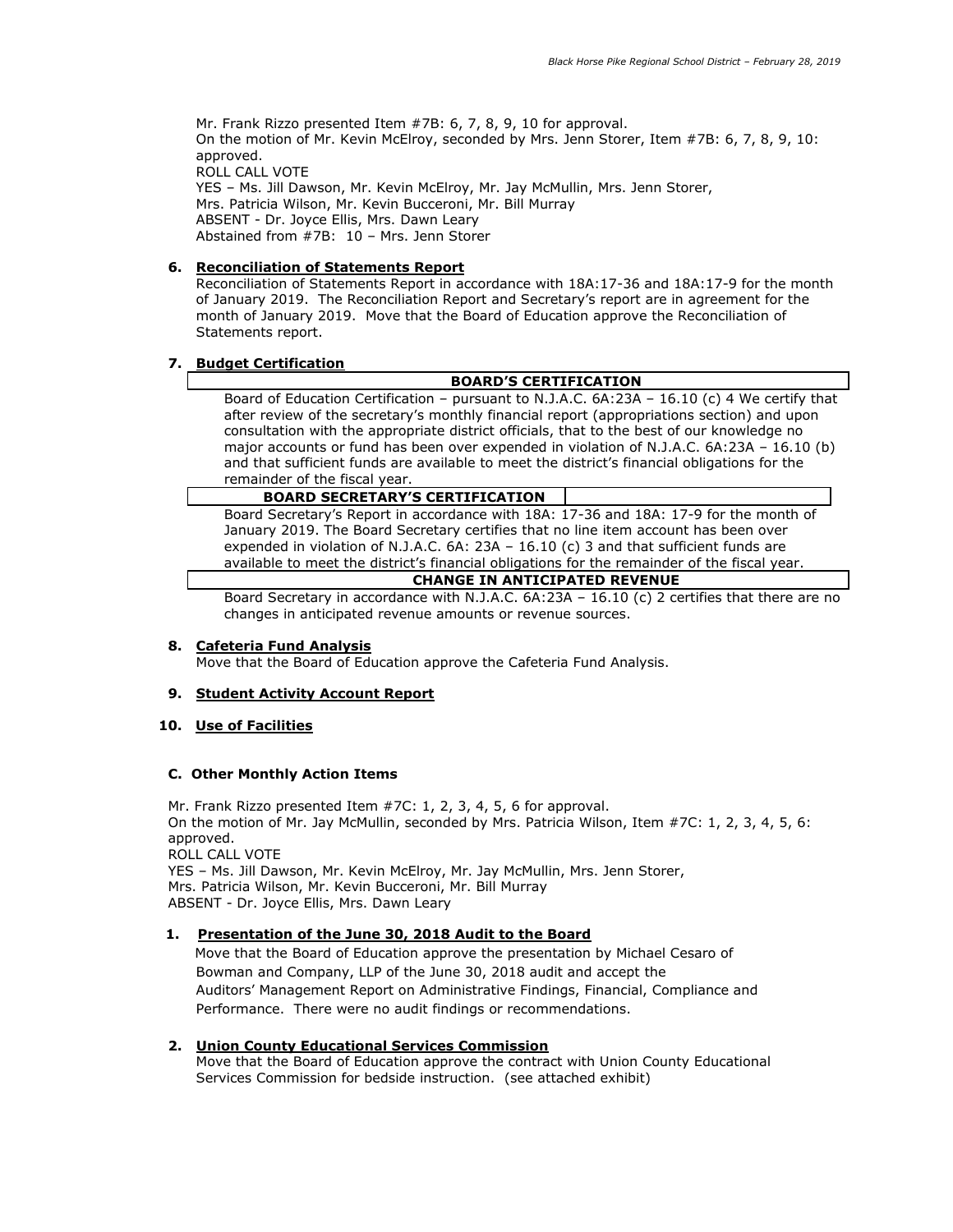Mr. Frank Rizzo presented Item #7B: 6, 7, 8, 9, 10 for approval.
On the motion of Mr. Kevin McElroy, seconded by Mrs. Jenn Storer, Item #7B: 6, 7, 8, 9, 10: approved.
ROLL CALL VOTE
YES – Ms. Jill Dawson, Mr. Kevin McElroy, Mr. Jay McMullin, Mrs. Jenn Storer, Mrs. Patricia Wilson, Mr. Kevin Bucceroni, Mr. Bill Murray
ABSENT - Dr. Joyce Ellis, Mrs. Dawn Leary
Abstained from #7B: 10 – Mrs. Jenn Storer

**6. Reconciliation of Statements Report**
Reconciliation of Statements Report in accordance with 18A:17-36 and 18A:17-9 for the month of January 2019. The Reconciliation Report and Secretary's report are in agreement for the month of January 2019. Move that the Board of Education approve the Reconciliation of Statements report.

**7. Budget Certification**

**BOARD'S CERTIFICATION**

Board of Education Certification – pursuant to N.J.A.C. 6A:23A – 16.10 (c) 4 We certify that after review of the secretary's monthly financial report (appropriations section) and upon consultation with the appropriate district officials, that to the best of our knowledge no major accounts or fund has been over expended in violation of N.J.A.C. 6A:23A – 16.10 (b) and that sufficient funds are available to meet the district's financial obligations for the remainder of the fiscal year.

**BOARD SECRETARY'S CERTIFICATION**

Board Secretary's Report in accordance with 18A: 17-36 and 18A: 17-9 for the month of January 2019. The Board Secretary certifies that no line item account has been over expended in violation of N.J.A.C. 6A: 23A – 16.10 (c) 3 and that sufficient funds are available to meet the district's financial obligations for the remainder of the fiscal year.

**CHANGE IN ANTICIPATED REVENUE**

Board Secretary in accordance with N.J.A.C. 6A:23A – 16.10 (c) 2 certifies that there are no changes in anticipated revenue amounts or revenue sources.

**8. Cafeteria Fund Analysis**
Move that the Board of Education approve the Cafeteria Fund Analysis.

**9. Student Activity Account Report**

**10. Use of Facilities**

### C. Other Monthly Action Items

Mr. Frank Rizzo presented Item #7C: 1, 2, 3, 4, 5, 6 for approval.
On the motion of Mr. Jay McMullin, seconded by Mrs. Patricia Wilson, Item #7C: 1, 2, 3, 4, 5, 6: approved.
ROLL CALL VOTE
YES – Ms. Jill Dawson, Mr. Kevin McElroy, Mr. Jay McMullin, Mrs. Jenn Storer, Mrs. Patricia Wilson, Mr. Kevin Bucceroni, Mr. Bill Murray
ABSENT - Dr. Joyce Ellis, Mrs. Dawn Leary

**1. Presentation of the June 30, 2018 Audit to the Board**
Move that the Board of Education approve the presentation by Michael Cesaro of Bowman and Company, LLP of the June 30, 2018 audit and accept the Auditors' Management Report on Administrative Findings, Financial, Compliance and Performance. There were no audit findings or recommendations.

**2. Union County Educational Services Commission**
Move that the Board of Education approve the contract with Union County Educational Services Commission for bedside instruction. (see attached exhibit)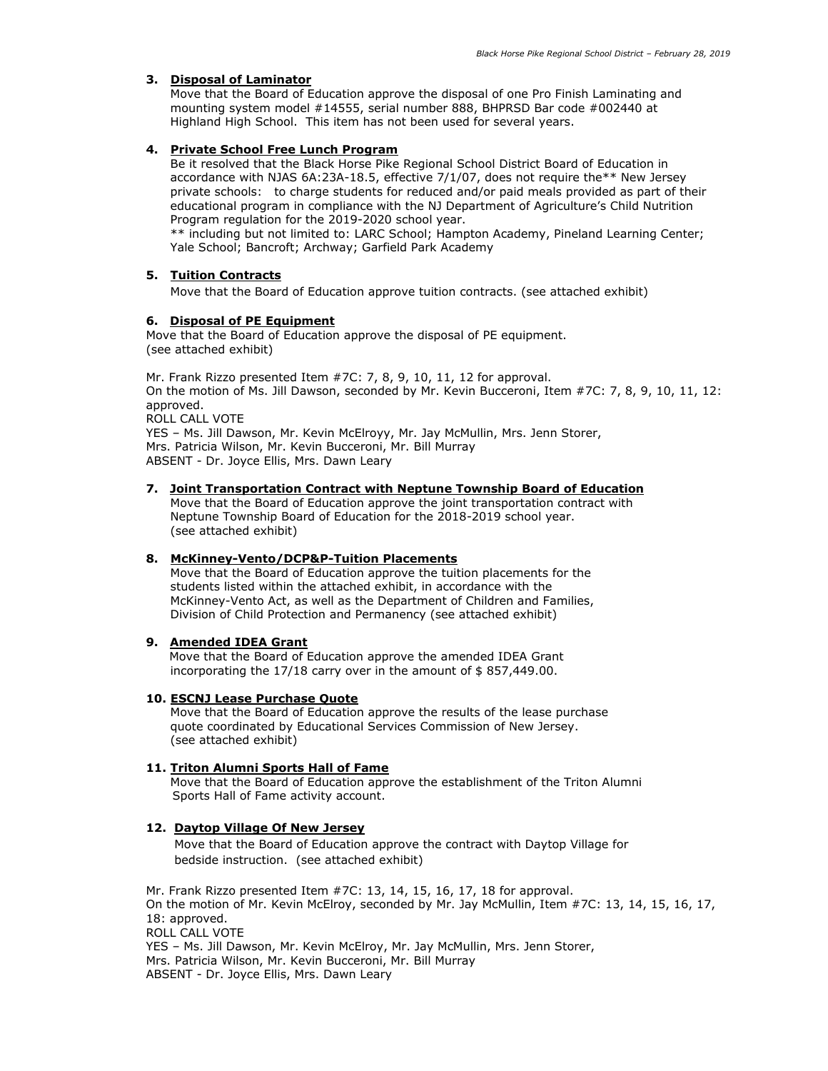3. **Disposal of Laminator**
   Move that the Board of Education approve the disposal of one Pro Finish Laminating and mounting system model #14555, serial number 888, BHPRSD Bar code #002440 at Highland High School. This item has not been used for several years.

4. **Private School Free Lunch Program**
   Be it resolved that the Black Horse Pike Regional School District Board of Education in accordance with NJAS 6A:23A-18.5, effective 7/1/07, does not require the** New Jersey private schools: to charge students for reduced and/or paid meals provided as part of their educational program in compliance with the NJ Department of Agriculture's Child Nutrition Program regulation for the 2019-2020 school year.
   ** including but not limited to: LARC School; Hampton Academy, Pineland Learning Center; Yale School; Bancroft; Archway; Garfield Park Academy

5. **Tuition Contracts**
   Move that the Board of Education approve tuition contracts. (see attached exhibit)

6. **Disposal of PE Equipment**
   Move that the Board of Education approve the disposal of PE equipment. (see attached exhibit)

Mr. Frank Rizzo presented Item #7C: 7, 8, 9, 10, 11, 12 for approval.
On the motion of Ms. Jill Dawson, seconded by Mr. Kevin Bucceroni, Item #7C: 7, 8, 9, 10, 11, 12: approved.
ROLL CALL VOTE
YES – Ms. Jill Dawson, Mr. Kevin McElroyy, Mr. Jay McMullin, Mrs. Jenn Storer, Mrs. Patricia Wilson, Mr. Kevin Bucceroni, Mr. Bill Murray
ABSENT - Dr. Joyce Ellis, Mrs. Dawn Leary

7. **Joint Transportation Contract with Neptune Township Board of Education**
   Move that the Board of Education approve the joint transportation contract with Neptune Township Board of Education for the 2018-2019 school year. (see attached exhibit)

8. **McKinney-Vento/DCP&P-Tuition Placements**
   Move that the Board of Education approve the tuition placements for the students listed within the attached exhibit, in accordance with the McKinney-Vento Act, as well as the Department of Children and Families, Division of Child Protection and Permanency (see attached exhibit)

9. **Amended IDEA Grant**
   Move that the Board of Education approve the amended IDEA Grant incorporating the 17/18 carry over in the amount of $ 857,449.00.

10. **ESCNJ Lease Purchase Quote**
    Move that the Board of Education approve the results of the lease purchase quote coordinated by Educational Services Commission of New Jersey. (see attached exhibit)

11. **Triton Alumni Sports Hall of Fame**
    Move that the Board of Education approve the establishment of the Triton Alumni Sports Hall of Fame activity account.

12. **Daytop Village Of New Jersey**
    Move that the Board of Education approve the contract with Daytop Village for bedside instruction. (see attached exhibit)

Mr. Frank Rizzo presented Item #7C: 13, 14, 15, 16, 17, 18 for approval.
On the motion of Mr. Kevin McElroy, seconded by Mr. Jay McMullin, Item #7C: 13, 14, 15, 16, 17, 18: approved.
ROLL CALL VOTE
YES – Ms. Jill Dawson, Mr. Kevin McElroy, Mr. Jay McMullin, Mrs. Jenn Storer, Mrs. Patricia Wilson, Mr. Kevin Bucceroni, Mr. Bill Murray
ABSENT - Dr. Joyce Ellis, Mrs. Dawn Leary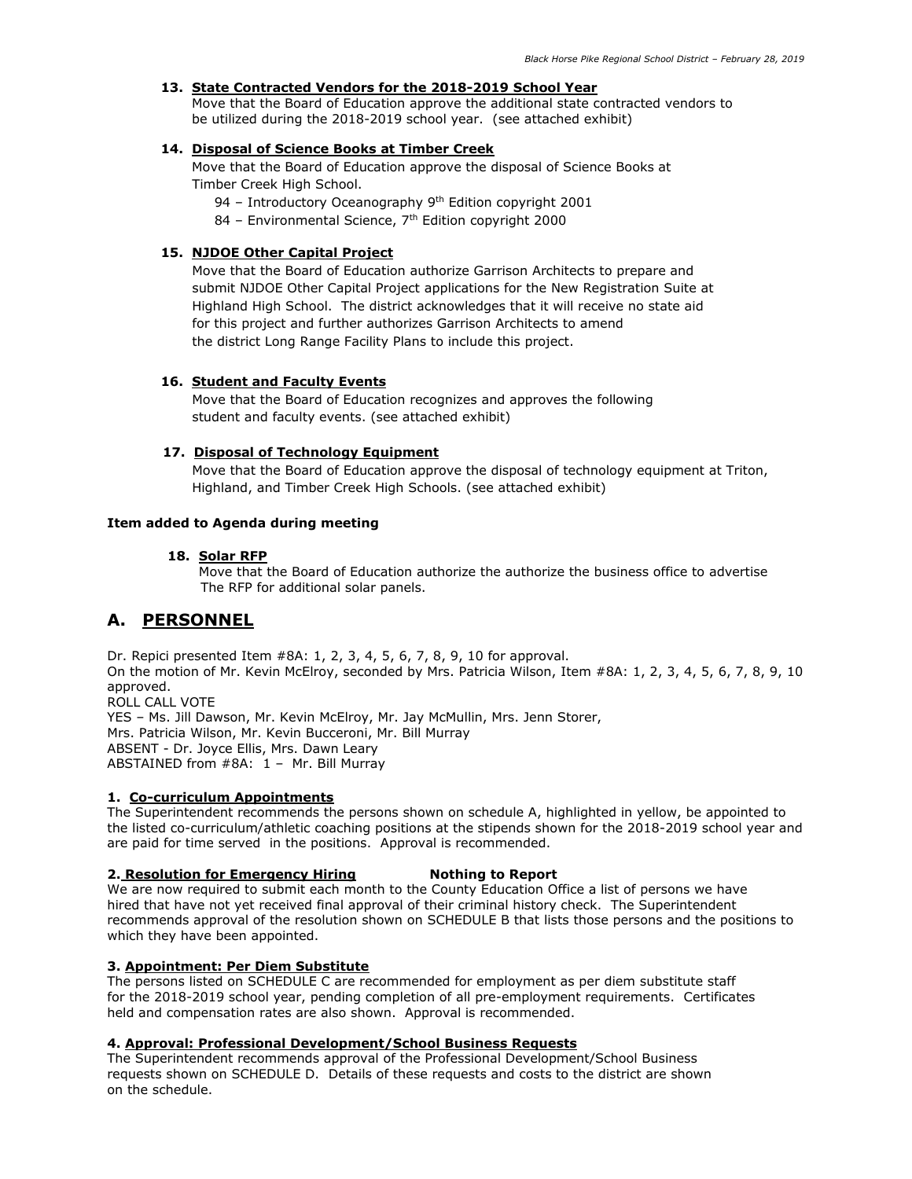**13. <u>State Contracted Vendors for the 2018-2019 School Year</u>**
Move that the Board of Education approve the additional state contracted vendors to be utilized during the 2018-2019 school year. (see attached exhibit)

**14. <u>Disposal of Science Books at Timber Creek</u>**
Move that the Board of Education approve the disposal of Science Books at Timber Creek High School.

94 – Introductory Oceanography 9th Edition copyright 2001
84 – Environmental Science, 7th Edition copyright 2000

**15. <u>NJDOE Other Capital Project</u>**
Move that the Board of Education authorize Garrison Architects to prepare and submit NJDOE Other Capital Project applications for the New Registration Suite at Highland High School. The district acknowledges that it will receive no state aid for this project and further authorizes Garrison Architects to amend the district Long Range Facility Plans to include this project.

**16. <u>Student and Faculty Events</u>**
Move that the Board of Education recognizes and approves the following student and faculty events. (see attached exhibit)

**17. <u>Disposal of Technology Equipment</u>**
Move that the Board of Education approve the disposal of technology equipment at Triton, Highland, and Timber Creek High Schools. (see attached exhibit)

**Item added to Agenda during meeting**

**18. <u>Solar RFP</u>**
Move that the Board of Education authorize the authorize the business office to advertise The RFP for additional solar panels.

## A. <u>PERSONNEL</u>

Dr. Repici presented Item #8A: 1, 2, 3, 4, 5, 6, 7, 8, 9, 10 for approval.
On the motion of Mr. Kevin McElroy, seconded by Mrs. Patricia Wilson, Item #8A: 1, 2, 3, 4, 5, 6, 7, 8, 9, 10 approved.
ROLL CALL VOTE
YES – Ms. Jill Dawson, Mr. Kevin McElroy, Mr. Jay McMullin, Mrs. Jenn Storer, Mrs. Patricia Wilson, Mr. Kevin Bucceroni, Mr. Bill Murray
ABSENT - Dr. Joyce Ellis, Mrs. Dawn Leary
ABSTAINED from #8A: 1 – Mr. Bill Murray

**1. <u>Co-curriculum Appointments</u>**
The Superintendent recommends the persons shown on schedule A, highlighted in yellow, be appointed to the listed co-curriculum/athletic coaching positions at the stipends shown for the 2018-2019 school year and are paid for time served in the positions. Approval is recommended.

**2. <u>Resolution for Emergency Hiring</u>** **Nothing to Report**
We are now required to submit each month to the County Education Office a list of persons we have hired that have not yet received final approval of their criminal history check. The Superintendent recommends approval of the resolution shown on SCHEDULE B that lists those persons and the positions to which they have been appointed.

**3. <u>Appointment: Per Diem Substitute</u>**
The persons listed on SCHEDULE C are recommended for employment as per diem substitute staff for the 2018-2019 school year, pending completion of all pre-employment requirements. Certificates held and compensation rates are also shown. Approval is recommended.

**4. <u>Approval: Professional Development/School Business Requests</u>**
The Superintendent recommends approval of the Professional Development/School Business requests shown on SCHEDULE D. Details of these requests and costs to the district are shown on the schedule.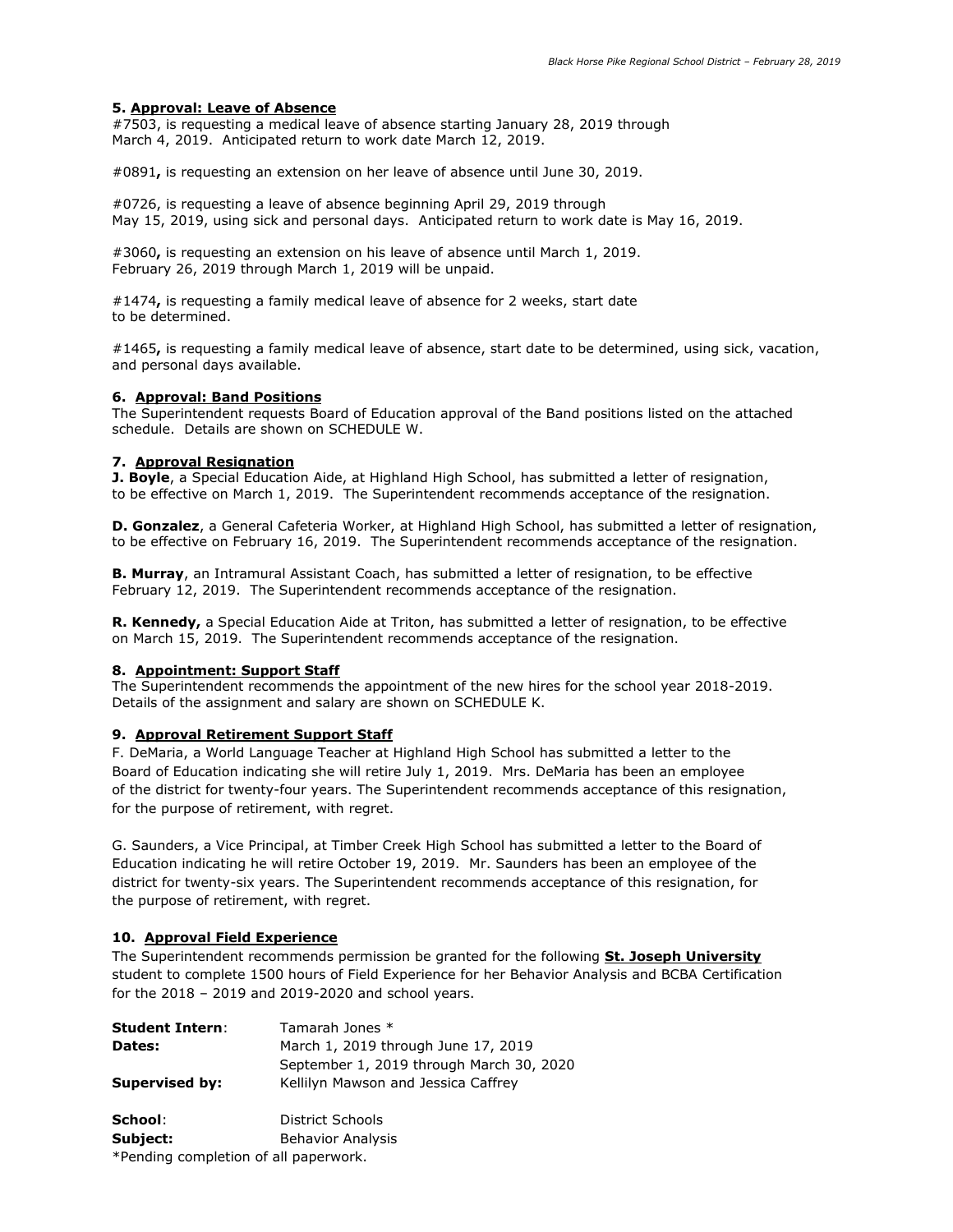**5. Approval: Leave of Absence**

#7503, is requesting a medical leave of absence starting January 28, 2019 through March 4, 2019. Anticipated return to work date March 12, 2019.

#0891**,** is requesting an extension on her leave of absence until June 30, 2019.

#0726, is requesting a leave of absence beginning April 29, 2019 through May 15, 2019, using sick and personal days. Anticipated return to work date is May 16, 2019.

#3060**,** is requesting an extension on his leave of absence until March 1, 2019. February 26, 2019 through March 1, 2019 will be unpaid.

#1474**,** is requesting a family medical leave of absence for 2 weeks, start date to be determined.

#1465**,** is requesting a family medical leave of absence, start date to be determined, using sick, vacation, and personal days available.

**6. Approval: Band Positions**

The Superintendent requests Board of Education approval of the Band positions listed on the attached schedule. Details are shown on SCHEDULE W.

**7. Approval Resignation**

**J. Boyle**, a Special Education Aide, at Highland High School, has submitted a letter of resignation, to be effective on March 1, 2019. The Superintendent recommends acceptance of the resignation.

**D. Gonzalez**, a General Cafeteria Worker, at Highland High School, has submitted a letter of resignation, to be effective on February 16, 2019. The Superintendent recommends acceptance of the resignation.

**B. Murray**, an Intramural Assistant Coach, has submitted a letter of resignation, to be effective February 12, 2019. The Superintendent recommends acceptance of the resignation.

**R. Kennedy,** a Special Education Aide at Triton, has submitted a letter of resignation, to be effective on March 15, 2019. The Superintendent recommends acceptance of the resignation.

**8. Appointment: Support Staff**

The Superintendent recommends the appointment of the new hires for the school year 2018-2019. Details of the assignment and salary are shown on SCHEDULE K.

**9. Approval Retirement Support Staff**

F. DeMaria, a World Language Teacher at Highland High School has submitted a letter to the Board of Education indicating she will retire July 1, 2019. Mrs. DeMaria has been an employee of the district for twenty-four years. The Superintendent recommends acceptance of this resignation, for the purpose of retirement, with regret.

G. Saunders, a Vice Principal, at Timber Creek High School has submitted a letter to the Board of Education indicating he will retire October 19, 2019. Mr. Saunders has been an employee of the district for twenty-six years. The Superintendent recommends acceptance of this resignation, for the purpose of retirement, with regret.

**10. Approval Field Experience**

The Superintendent recommends permission be granted for the following **St. Joseph University** student to complete 1500 hours of Field Experience for her Behavior Analysis and BCBA Certification for the 2018 – 2019 and 2019-2020 and school years.

| | |
|---|---|
| **Student Intern**: | Tamarah Jones * |
| **Dates:** | March 1, 2019 through June 17, 2019 |
| | September 1, 2019 through March 30, 2020 |
| **Supervised by:** | Kellilyn Mawson and Jessica Caffrey |
| **School**: | District Schools |
| **Subject:** | Behavior Analysis |

*Pending completion of all paperwork.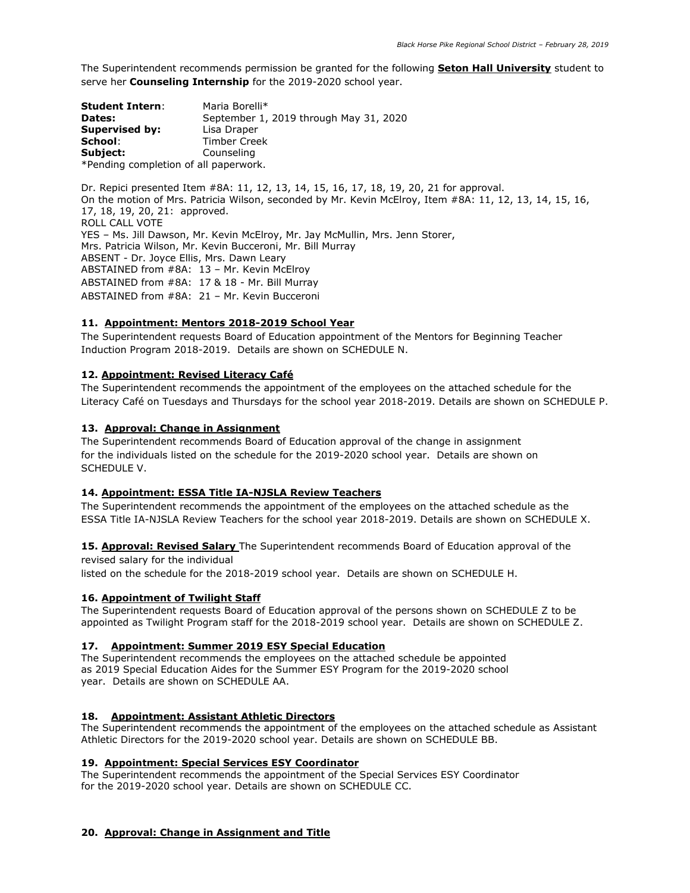The Superintendent recommends permission be granted for the following **Seton Hall University** student to serve her **Counseling Internship** for the 2019-2020 school year.

**Student Intern**: Maria Borelli*
**Dates:** September 1, 2019 through May 31, 2020
**Supervised by:** Lisa Draper
**School**: Timber Creek
**Subject:** Counseling
*Pending completion of all paperwork.

Dr. Repici presented Item #8A: 11, 12, 13, 14, 15, 16, 17, 18, 19, 20, 21 for approval.
On the motion of Mrs. Patricia Wilson, seconded by Mr. Kevin McElroy, Item #8A: 11, 12, 13, 14, 15, 16, 17, 18, 19, 20, 21: approved.
ROLL CALL VOTE
YES – Ms. Jill Dawson, Mr. Kevin McElroy, Mr. Jay McMullin, Mrs. Jenn Storer, Mrs. Patricia Wilson, Mr. Kevin Bucceroni, Mr. Bill Murray
ABSENT - Dr. Joyce Ellis, Mrs. Dawn Leary
ABSTAINED from #8A: 13 – Mr. Kevin McElroy
ABSTAINED from #8A: 17 & 18 - Mr. Bill Murray
ABSTAINED from #8A: 21 – Mr. Kevin Bucceroni

**11. Appointment: Mentors 2018-2019 School Year**
The Superintendent requests Board of Education appointment of the Mentors for Beginning Teacher Induction Program 2018-2019. Details are shown on SCHEDULE N.

**12. Appointment: Revised Literacy Café**
The Superintendent recommends the appointment of the employees on the attached schedule for the Literacy Café on Tuesdays and Thursdays for the school year 2018-2019. Details are shown on SCHEDULE P.

**13. Approval: Change in Assignment**
The Superintendent recommends Board of Education approval of the change in assignment for the individuals listed on the schedule for the 2019-2020 school year. Details are shown on SCHEDULE V.

**14. Appointment: ESSA Title IA-NJSLA Review Teachers**
The Superintendent recommends the appointment of the employees on the attached schedule as the ESSA Title IA-NJSLA Review Teachers for the school year 2018-2019. Details are shown on SCHEDULE X.

**15. Approval: Revised Salary** The Superintendent recommends Board of Education approval of the revised salary for the individual listed on the schedule for the 2018-2019 school year. Details are shown on SCHEDULE H.

**16. Appointment of Twilight Staff**
The Superintendent requests Board of Education approval of the persons shown on SCHEDULE Z to be appointed as Twilight Program staff for the 2018-2019 school year. Details are shown on SCHEDULE Z.

**17. Appointment: Summer 2019 ESY Special Education**
The Superintendent recommends the employees on the attached schedule be appointed as 2019 Special Education Aides for the Summer ESY Program for the 2019-2020 school year. Details are shown on SCHEDULE AA.

**18. Appointment: Assistant Athletic Directors**
The Superintendent recommends the appointment of the employees on the attached schedule as Assistant Athletic Directors for the 2019-2020 school year. Details are shown on SCHEDULE BB.

**19. Appointment: Special Services ESY Coordinator**
The Superintendent recommends the appointment of the Special Services ESY Coordinator for the 2019-2020 school year. Details are shown on SCHEDULE CC.

**20. Approval: Change in Assignment and Title**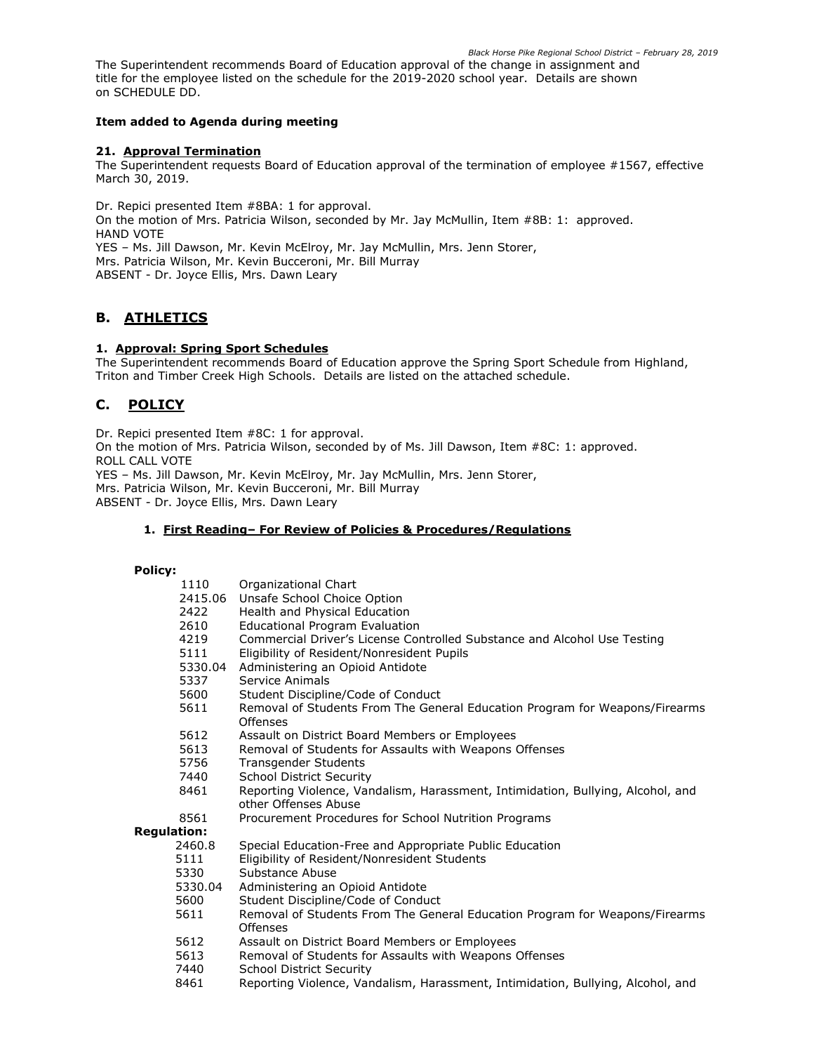The Superintendent recommends Board of Education approval of the change in assignment and title for the employee listed on the schedule for the 2019-2020 school year. Details are shown on SCHEDULE DD.

**Item added to Agenda during meeting**

**21. Approval Termination**
The Superintendent requests Board of Education approval of the termination of employee #1567, effective March 30, 2019.

Dr. Repici presented Item #8BA: 1 for approval.
On the motion of Mrs. Patricia Wilson, seconded by Mr. Jay McMullin, Item #8B: 1: approved.
HAND VOTE
YES – Ms. Jill Dawson, Mr. Kevin McElroy, Mr. Jay McMullin, Mrs. Jenn Storer, Mrs. Patricia Wilson, Mr. Kevin Bucceroni, Mr. Bill Murray
ABSENT - Dr. Joyce Ellis, Mrs. Dawn Leary

## B. ATHLETICS

**1. Approval: Spring Sport Schedules**
The Superintendent recommends Board of Education approve the Spring Sport Schedule from Highland, Triton and Timber Creek High Schools. Details are listed on the attached schedule.

## C. POLICY

Dr. Repici presented Item #8C: 1 for approval.
On the motion of Mrs. Patricia Wilson, seconded by of Ms. Jill Dawson, Item #8C: 1: approved.
ROLL CALL VOTE
YES – Ms. Jill Dawson, Mr. Kevin McElroy, Mr. Jay McMullin, Mrs. Jenn Storer, Mrs. Patricia Wilson, Mr. Kevin Bucceroni, Mr. Bill Murray
ABSENT - Dr. Joyce Ellis, Mrs. Dawn Leary

**1. First Reading– For Review of Policies & Procedures/Regulations**

**Policy:**

| | |
|---|---|
| 1110 | Organizational Chart |
| 2415.06 | Unsafe School Choice Option |
| 2422 | Health and Physical Education |
| 2610 | Educational Program Evaluation |
| 4219 | Commercial Driver's License Controlled Substance and Alcohol Use Testing |
| 5111 | Eligibility of Resident/Nonresident Pupils |
| 5330.04 | Administering an Opioid Antidote |
| 5337 | Service Animals |
| 5600 | Student Discipline/Code of Conduct |
| 5611 | Removal of Students From The General Education Program for Weapons/Firearms Offenses |
| 5612 | Assault on District Board Members or Employees |
| 5613 | Removal of Students for Assaults with Weapons Offenses |
| 5756 | Transgender Students |
| 7440 | School District Security |
| 8461 | Reporting Violence, Vandalism, Harassment, Intimidation, Bullying, Alcohol, and other Offenses Abuse |
| 8561 | Procurement Procedures for School Nutrition Programs |

**Regulation:**

| | |
|---|---|
| 2460.8 | Special Education-Free and Appropriate Public Education |
| 5111 | Eligibility of Resident/Nonresident Students |
| 5330 | Substance Abuse |
| 5330.04 | Administering an Opioid Antidote |
| 5600 | Student Discipline/Code of Conduct |
| 5611 | Removal of Students From The General Education Program for Weapons/Firearms Offenses |
| 5612 | Assault on District Board Members or Employees |
| 5613 | Removal of Students for Assaults with Weapons Offenses |
| 7440 | School District Security |
| 8461 | Reporting Violence, Vandalism, Harassment, Intimidation, Bullying, Alcohol, and |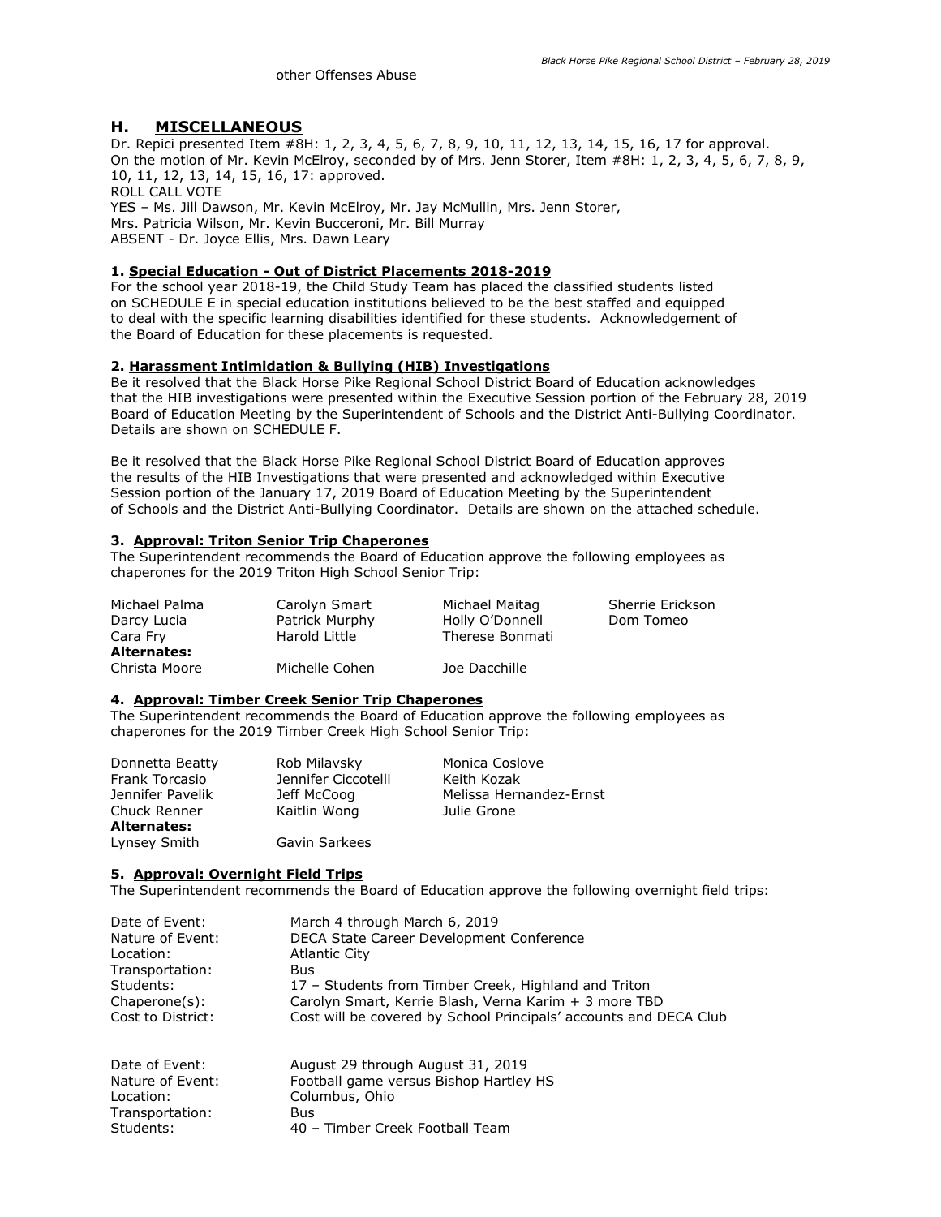other Offenses Abuse

## H. MISCELLANEOUS

Dr. Repici presented Item #8H: 1, 2, 3, 4, 5, 6, 7, 8, 9, 10, 11, 12, 13, 14, 15, 16, 17 for approval.
On the motion of Mr. Kevin McElroy, seconded by of Mrs. Jenn Storer, Item #8H: 1, 2, 3, 4, 5, 6, 7, 8, 9, 10, 11, 12, 13, 14, 15, 16, 17: approved.
ROLL CALL VOTE
YES – Ms. Jill Dawson, Mr. Kevin McElroy, Mr. Jay McMullin, Mrs. Jenn Storer, Mrs. Patricia Wilson, Mr. Kevin Bucceroni, Mr. Bill Murray
ABSENT - Dr. Joyce Ellis, Mrs. Dawn Leary

**1. Special Education - Out of District Placements 2018-2019**
For the school year 2018-19, the Child Study Team has placed the classified students listed on SCHEDULE E in special education institutions believed to be the best staffed and equipped to deal with the specific learning disabilities identified for these students. Acknowledgement of the Board of Education for these placements is requested.

**2. Harassment Intimidation & Bullying (HIB) Investigations**
Be it resolved that the Black Horse Pike Regional School District Board of Education acknowledges that the HIB investigations were presented within the Executive Session portion of the February 28, 2019 Board of Education Meeting by the Superintendent of Schools and the District Anti-Bullying Coordinator. Details are shown on SCHEDULE F.

Be it resolved that the Black Horse Pike Regional School District Board of Education approves the results of the HIB Investigations that were presented and acknowledged within Executive Session portion of the January 17, 2019 Board of Education Meeting by the Superintendent of Schools and the District Anti-Bullying Coordinator. Details are shown on the attached schedule.

**3. Approval: Triton Senior Trip Chaperones**
The Superintendent recommends the Board of Education approve the following employees as chaperones for the 2019 Triton High School Senior Trip:

| | | | |
|---|---|---|---|
| Michael Palma | Carolyn Smart | Michael Maitag | Sherrie Erickson |
| Darcy Lucia | Patrick Murphy | Holly O'Donnell | Dom Tomeo |
| Cara Fry | Harold Little | Therese Bonmati | |
| **Alternates:** | | | |
| Christa Moore | Michelle Cohen | Joe Dacchille | |

**4. Approval: Timber Creek Senior Trip Chaperones**
The Superintendent recommends the Board of Education approve the following employees as chaperones for the 2019 Timber Creek High School Senior Trip:

| | | |
|---|---|---|
| Donnetta Beatty | Rob Milavsky | Monica Coslove |
| Frank Torcasio | Jennifer Ciccotelli | Keith Kozak |
| Jennifer Pavelik | Jeff McCoog | Melissa Hernandez-Ernst |
| Chuck Renner | Kaitlin Wong | Julie Grone |
| **Alternates:** | | |
| Lynsey Smith | Gavin Sarkees | |

**5. Approval: Overnight Field Trips**
The Superintendent recommends the Board of Education approve the following overnight field trips:

| | |
|---|---|
| Date of Event: | March 4 through March 6, 2019 |
| Nature of Event: | DECA State Career Development Conference |
| Location: | Atlantic City |
| Transportation: | Bus |
| Students: | 17 – Students from Timber Creek, Highland and Triton |
| Chaperone(s): | Carolyn Smart, Kerrie Blash, Verna Karim + 3 more TBD |
| Cost to District: | Cost will be covered by School Principals' accounts and DECA Club |

| | |
|---|---|
| Date of Event: | August 29 through August 31, 2019 |
| Nature of Event: | Football game versus Bishop Hartley HS |
| Location: | Columbus, Ohio |
| Transportation: | Bus |
| Students: | 40 – Timber Creek Football Team |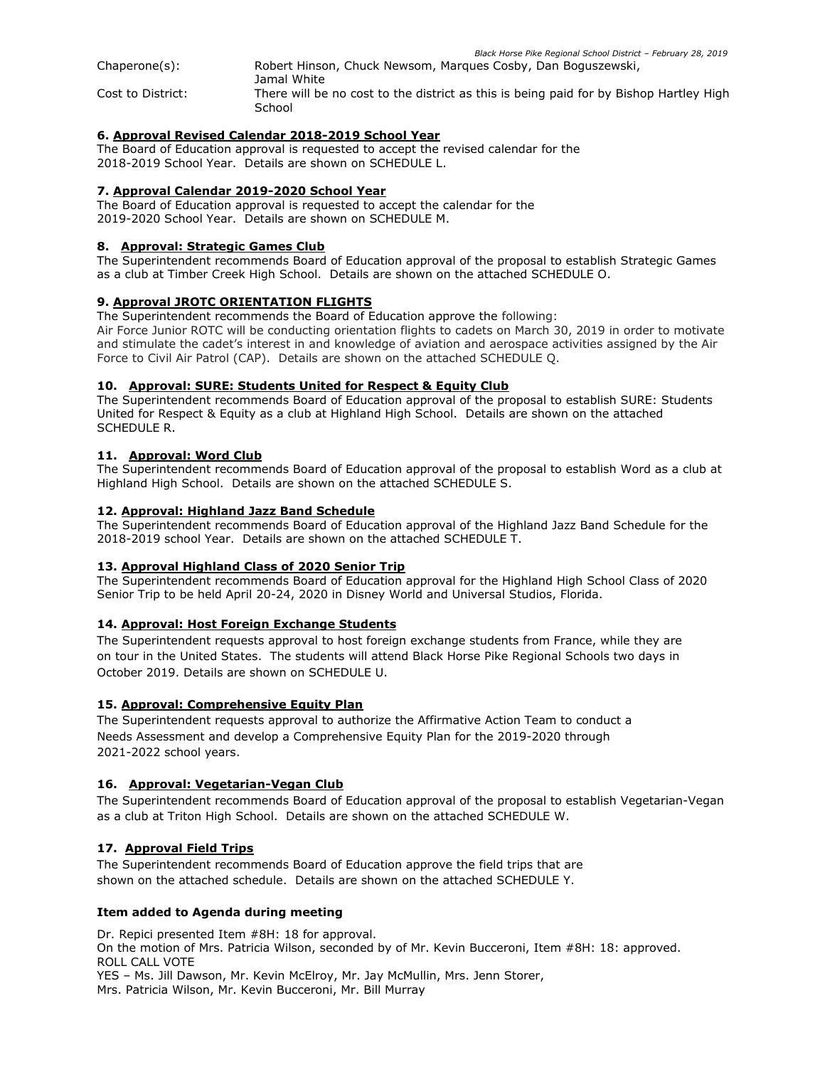Chaperone(s): Robert Hinson, Chuck Newsom, Marques Cosby, Dan Boguszewski, Jamal White

Cost to District: There will be no cost to the district as this is being paid for by Bishop Hartley High School

**6. Approval Revised Calendar 2018-2019 School Year**

The Board of Education approval is requested to accept the revised calendar for the 2018-2019 School Year. Details are shown on SCHEDULE L.

**7. Approval Calendar 2019-2020 School Year**

The Board of Education approval is requested to accept the calendar for the 2019-2020 School Year. Details are shown on SCHEDULE M.

**8. Approval: Strategic Games Club**

The Superintendent recommends Board of Education approval of the proposal to establish Strategic Games as a club at Timber Creek High School. Details are shown on the attached SCHEDULE O.

**9. Approval JROTC ORIENTATION FLIGHTS**

The Superintendent recommends the Board of Education approve the following:
Air Force Junior ROTC will be conducting orientation flights to cadets on March 30, 2019 in order to motivate and stimulate the cadet's interest in and knowledge of aviation and aerospace activities assigned by the Air Force to Civil Air Patrol (CAP). Details are shown on the attached SCHEDULE Q.

**10. Approval: SURE: Students United for Respect & Equity Club**

The Superintendent recommends Board of Education approval of the proposal to establish SURE: Students United for Respect & Equity as a club at Highland High School. Details are shown on the attached SCHEDULE R.

**11. Approval: Word Club**

The Superintendent recommends Board of Education approval of the proposal to establish Word as a club at Highland High School. Details are shown on the attached SCHEDULE S.

**12. Approval: Highland Jazz Band Schedule**

The Superintendent recommends Board of Education approval of the Highland Jazz Band Schedule for the 2018-2019 school Year. Details are shown on the attached SCHEDULE T.

**13. Approval Highland Class of 2020 Senior Trip**

The Superintendent recommends Board of Education approval for the Highland High School Class of 2020 Senior Trip to be held April 20-24, 2020 in Disney World and Universal Studios, Florida.

**14. Approval: Host Foreign Exchange Students**

The Superintendent requests approval to host foreign exchange students from France, while they are on tour in the United States. The students will attend Black Horse Pike Regional Schools two days in October 2019. Details are shown on SCHEDULE U.

**15. Approval: Comprehensive Equity Plan**

The Superintendent requests approval to authorize the Affirmative Action Team to conduct a Needs Assessment and develop a Comprehensive Equity Plan for the 2019-2020 through 2021-2022 school years.

**16. Approval: Vegetarian-Vegan Club**

The Superintendent recommends Board of Education approval of the proposal to establish Vegetarian-Vegan as a club at Triton High School. Details are shown on the attached SCHEDULE W.

**17. Approval Field Trips**

The Superintendent recommends Board of Education approve the field trips that are shown on the attached schedule. Details are shown on the attached SCHEDULE Y.

**Item added to Agenda during meeting**

Dr. Repici presented Item #8H: 18 for approval.
On the motion of Mrs. Patricia Wilson, seconded by of Mr. Kevin Bucceroni, Item #8H: 18: approved.
ROLL CALL VOTE
YES – Ms. Jill Dawson, Mr. Kevin McElroy, Mr. Jay McMullin, Mrs. Jenn Storer, Mrs. Patricia Wilson, Mr. Kevin Bucceroni, Mr. Bill Murray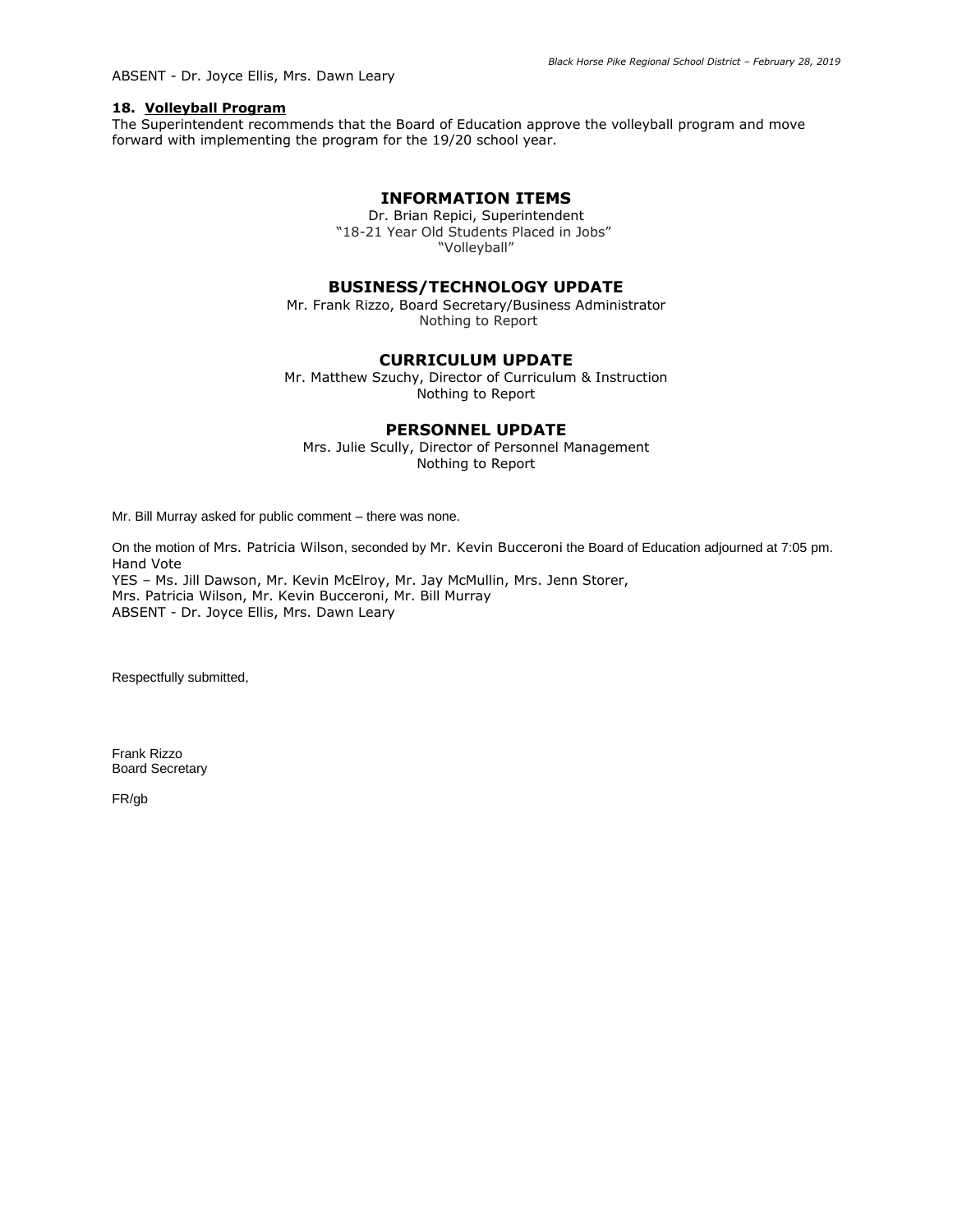ABSENT - Dr. Joyce Ellis, Mrs. Dawn Leary

**18. Volleyball Program**
The Superintendent recommends that the Board of Education approve the volleyball program and move forward with implementing the program for the 19/20 school year.

## INFORMATION ITEMS

Dr. Brian Repici, Superintendent
"18-21 Year Old Students Placed in Jobs"
"Volleyball"

## BUSINESS/TECHNOLOGY UPDATE

Mr. Frank Rizzo, Board Secretary/Business Administrator
Nothing to Report

## CURRICULUM UPDATE

Mr. Matthew Szuchy, Director of Curriculum & Instruction
Nothing to Report

## PERSONNEL UPDATE

Mrs. Julie Scully, Director of Personnel Management
Nothing to Report

Mr. Bill Murray asked for public comment – there was none.

On the motion of Mrs. Patricia Wilson, seconded by Mr. Kevin Bucceroni the Board of Education adjourned at 7:05 pm.
Hand Vote
YES – Ms. Jill Dawson, Mr. Kevin McElroy, Mr. Jay McMullin, Mrs. Jenn Storer, Mrs. Patricia Wilson, Mr. Kevin Bucceroni, Mr. Bill Murray
ABSENT - Dr. Joyce Ellis, Mrs. Dawn Leary

Respectfully submitted,

Frank Rizzo
Board Secretary

FR/gb